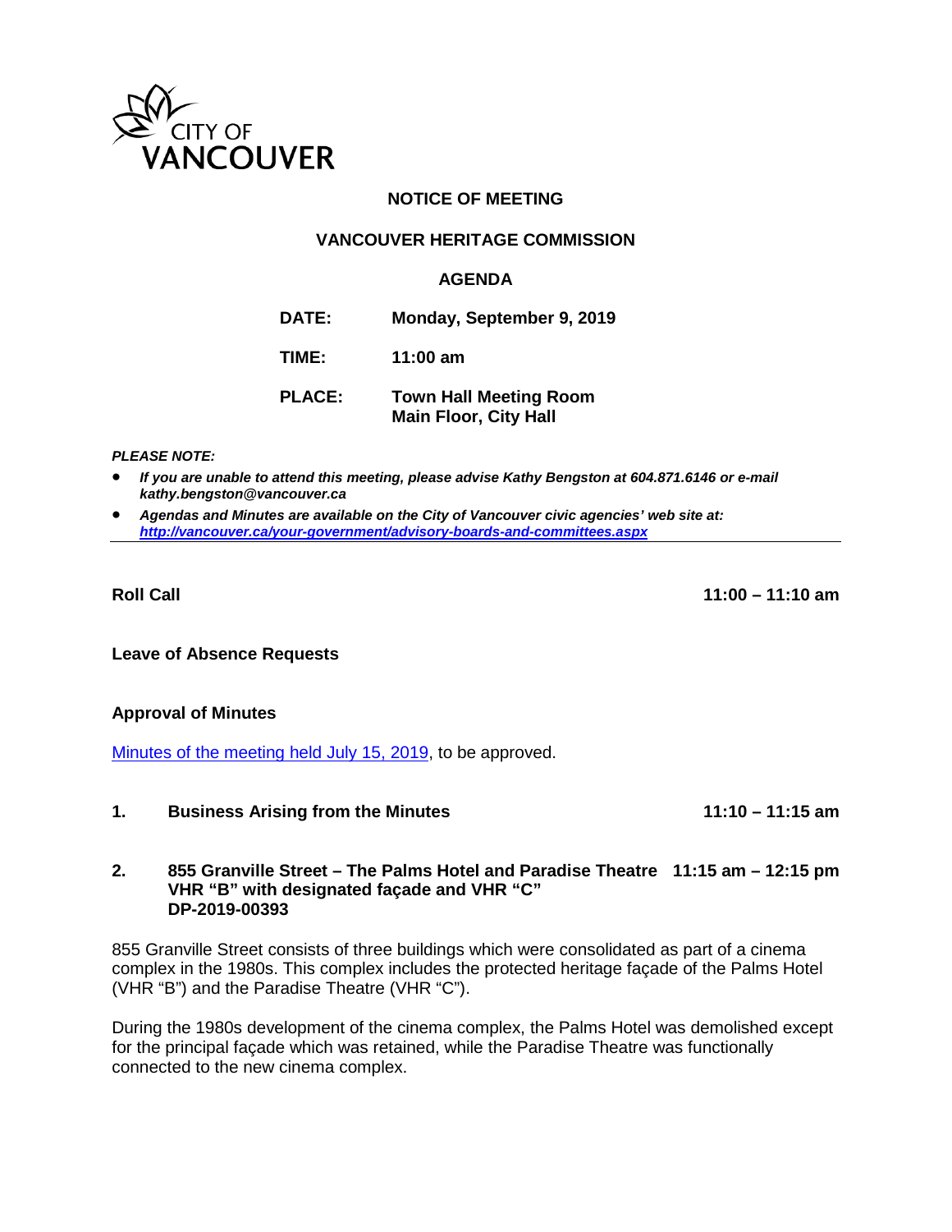CITY OF VANCOUVER

**NOTICE OF MEETING**

**VANCOUVER HERITAGE COMMISSION**

**AGENDA**

**DATE:** Monday, September 9, 2019

**TIME:** 11:00 am

**PLACE:** Town Hall Meeting Room
Main Floor, City Hall

***PLEASE NOTE:***

- ***If you are unable to attend this meeting, please advise Kathy Bengston at 604.871.6146 or e-mail kathy.bengston@vancouver.ca***
- ***Agendas and Minutes are available on the City of Vancouver civic agencies' web site at: http://vancouver.ca/your-government/advisory-boards-and-committees.aspx***

---

**Roll Call** **11:00 – 11:10 am**

**Leave of Absence Requests**

**Approval of Minutes**

Minutes of the meeting held July 15, 2019, to be approved.

**1. Business Arising from the Minutes** **11:10 – 11:15 am**

**2. 855 Granville Street – The Palms Hotel and Paradise Theatre** **11:15 am – 12:15 pm**
**VHR "B" with designated façade and VHR "C"**
**DP-2019-00393**

855 Granville Street consists of three buildings which were consolidated as part of a cinema complex in the 1980s. This complex includes the protected heritage façade of the Palms Hotel (VHR "B") and the Paradise Theatre (VHR "C").

During the 1980s development of the cinema complex, the Palms Hotel was demolished except for the principal façade which was retained, while the Paradise Theatre was functionally connected to the new cinema complex.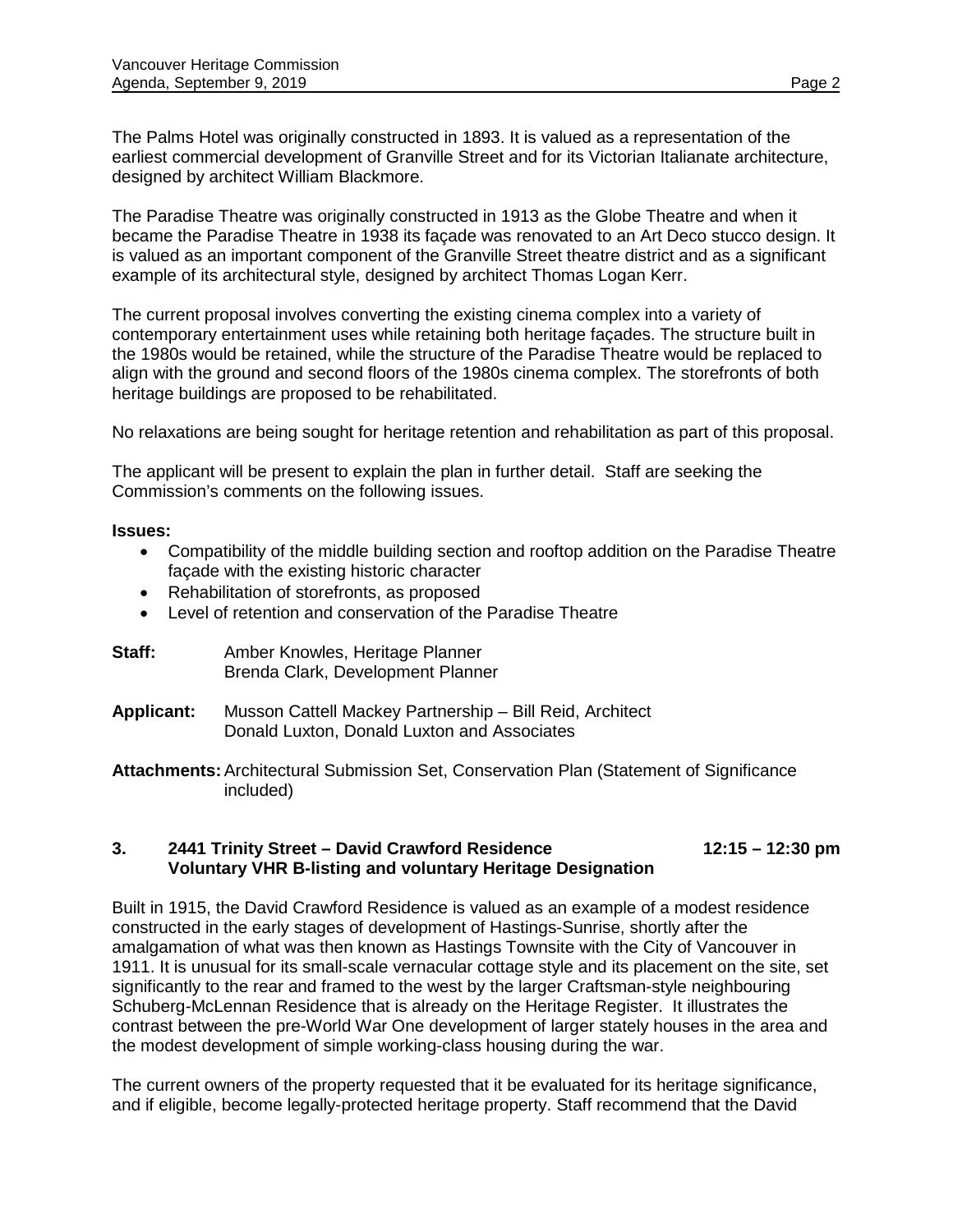The Palms Hotel was originally constructed in 1893. It is valued as a representation of the earliest commercial development of Granville Street and for its Victorian Italianate architecture, designed by architect William Blackmore.

The Paradise Theatre was originally constructed in 1913 as the Globe Theatre and when it became the Paradise Theatre in 1938 its façade was renovated to an Art Deco stucco design. It is valued as an important component of the Granville Street theatre district and as a significant example of its architectural style, designed by architect Thomas Logan Kerr.

The current proposal involves converting the existing cinema complex into a variety of contemporary entertainment uses while retaining both heritage façades. The structure built in the 1980s would be retained, while the structure of the Paradise Theatre would be replaced to align with the ground and second floors of the 1980s cinema complex. The storefronts of both heritage buildings are proposed to be rehabilitated.

No relaxations are being sought for heritage retention and rehabilitation as part of this proposal.

The applicant will be present to explain the plan in further detail. Staff are seeking the Commission's comments on the following issues.

**Issues:**

- Compatibility of the middle building section and rooftop addition on the Paradise Theatre façade with the existing historic character
- Rehabilitation of storefronts, as proposed
- Level of retention and conservation of the Paradise Theatre

**Staff:** Amber Knowles, Heritage Planner
Brenda Clark, Development Planner

**Applicant:** Musson Cattell Mackey Partnership – Bill Reid, Architect
Donald Luxton, Donald Luxton and Associates

**Attachments:** Architectural Submission Set, Conservation Plan (Statement of Significance included)

### 3. 2441 Trinity Street – David Crawford Residence — 12:15 – 12:30 pm
### Voluntary VHR B-listing and voluntary Heritage Designation

Built in 1915, the David Crawford Residence is valued as an example of a modest residence constructed in the early stages of development of Hastings-Sunrise, shortly after the amalgamation of what was then known as Hastings Townsite with the City of Vancouver in 1911. It is unusual for its small-scale vernacular cottage style and its placement on the site, set significantly to the rear and framed to the west by the larger Craftsman-style neighbouring Schuberg-McLennan Residence that is already on the Heritage Register. It illustrates the contrast between the pre-World War One development of larger stately houses in the area and the modest development of simple working-class housing during the war.

The current owners of the property requested that it be evaluated for its heritage significance, and if eligible, become legally-protected heritage property. Staff recommend that the David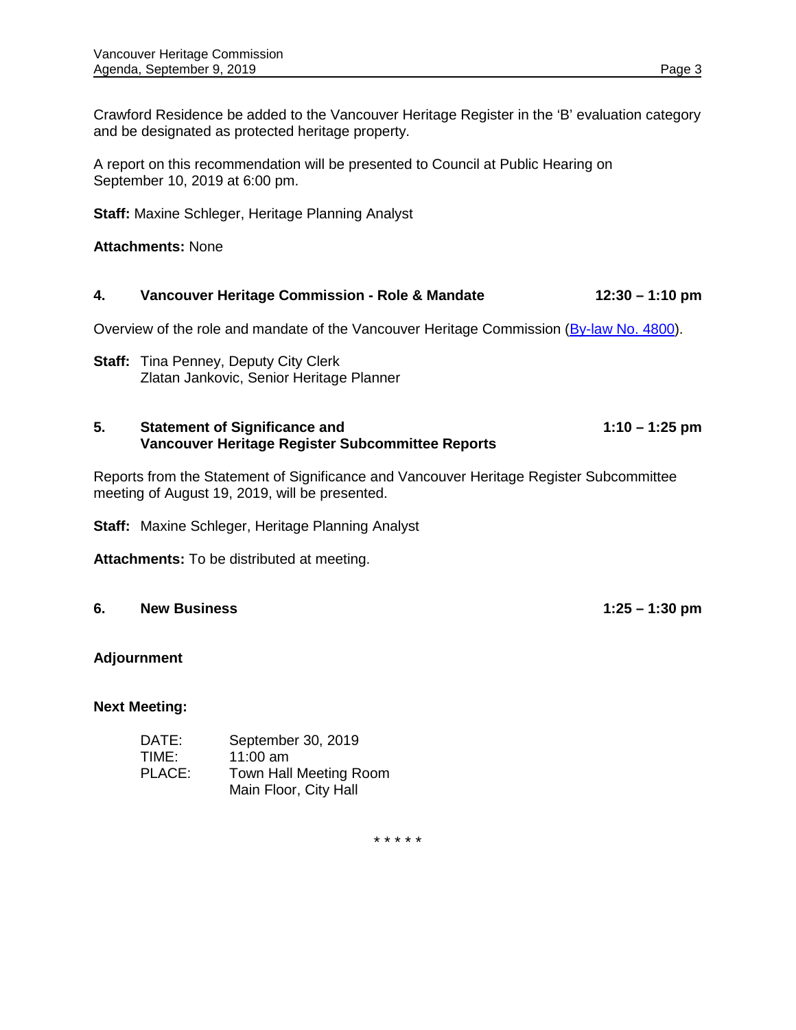Crawford Residence be added to the Vancouver Heritage Register in the 'B' evaluation category and be designated as protected heritage property.

A report on this recommendation will be presented to Council at Public Hearing on September 10, 2019 at 6:00 pm.

**Staff:** Maxine Schleger, Heritage Planning Analyst

**Attachments:** None

### 4. Vancouver Heritage Commission - Role & Mandate — 12:30 – 1:10 pm

Overview of the role and mandate of the Vancouver Heritage Commission (By-law No. 4800).

**Staff:** Tina Penney, Deputy City Clerk
Zlatan Jankovic, Senior Heritage Planner

### 5. Statement of Significance and Vancouver Heritage Register Subcommittee Reports — 1:10 – 1:25 pm

Reports from the Statement of Significance and Vancouver Heritage Register Subcommittee meeting of August 19, 2019, will be presented.

**Staff:** Maxine Schleger, Heritage Planning Analyst

**Attachments:** To be distributed at meeting.

### 6. New Business — 1:25 – 1:30 pm

**Adjournment**

**Next Meeting:**

DATE: September 30, 2019
TIME: 11:00 am
PLACE: Town Hall Meeting Room
Main Floor, City Hall

* * * * *